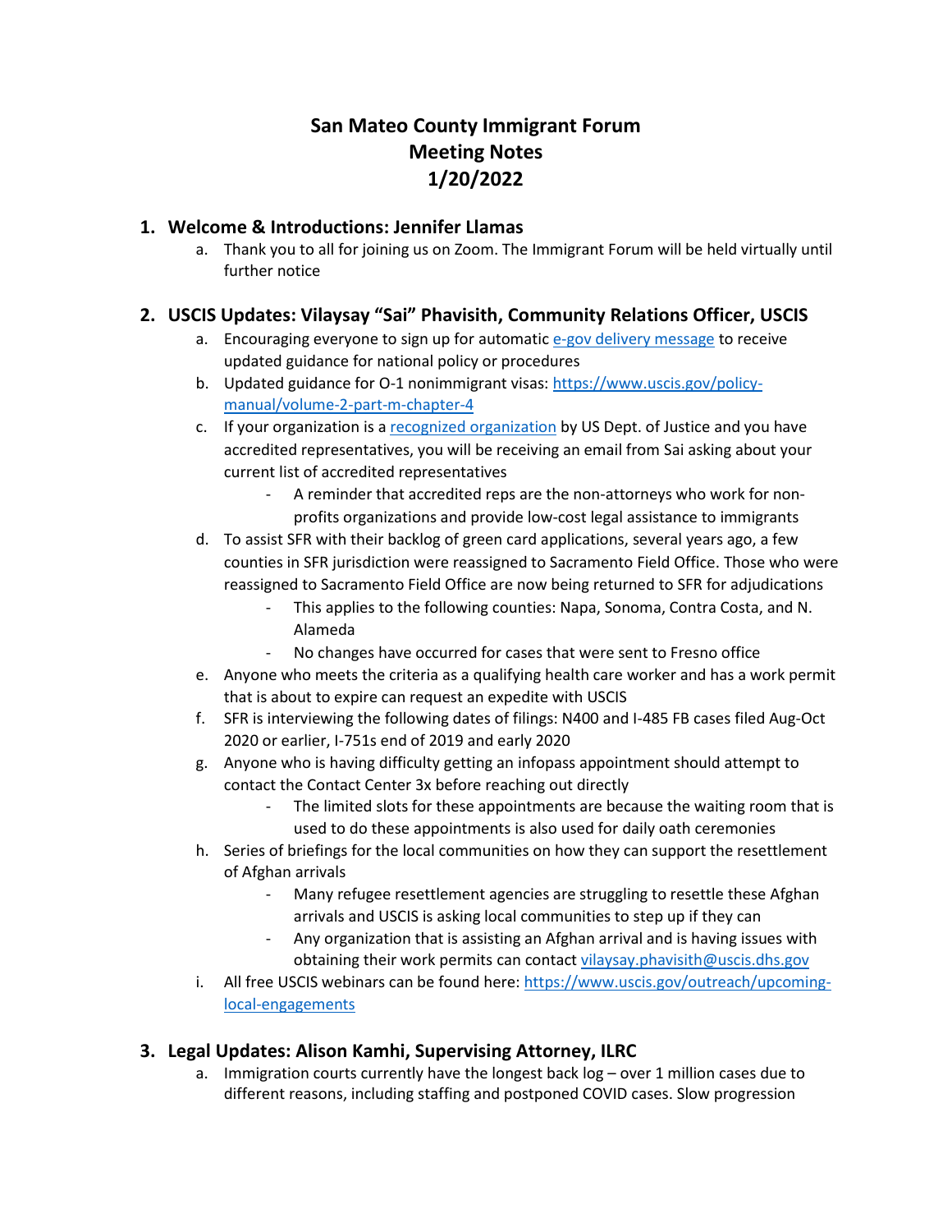# San Mateo County Immigrant Forum
# Meeting Notes
# 1/20/2022

## 1. Welcome & Introductions: Jennifer Llamas

a. Thank you to all for joining us on Zoom. The Immigrant Forum will be held virtually until further notice

## 2. USCIS Updates: Vilaysay "Sai" Phavisith, Community Relations Officer, USCIS

a. Encouraging everyone to sign up for automatic e-gov delivery message to receive updated guidance for national policy or procedures

b. Updated guidance for O-1 nonimmigrant visas: https://www.uscis.gov/policy-manual/volume-2-part-m-chapter-4

c. If your organization is a recognized organization by US Dept. of Justice and you have accredited representatives, you will be receiving an email from Sai asking about your current list of accredited representatives

- A reminder that accredited reps are the non-attorneys who work for non-profits organizations and provide low-cost legal assistance to immigrants

d. To assist SFR with their backlog of green card applications, several years ago, a few counties in SFR jurisdiction were reassigned to Sacramento Field Office. Those who were reassigned to Sacramento Field Office are now being returned to SFR for adjudications

- This applies to the following counties: Napa, Sonoma, Contra Costa, and N. Alameda
- No changes have occurred for cases that were sent to Fresno office

e. Anyone who meets the criteria as a qualifying health care worker and has a work permit that is about to expire can request an expedite with USCIS

f. SFR is interviewing the following dates of filings: N400 and I-485 FB cases filed Aug-Oct 2020 or earlier, I-751s end of 2019 and early 2020

g. Anyone who is having difficulty getting an infopass appointment should attempt to contact the Contact Center 3x before reaching out directly

- The limited slots for these appointments are because the waiting room that is used to do these appointments is also used for daily oath ceremonies

h. Series of briefings for the local communities on how they can support the resettlement of Afghan arrivals

- Many refugee resettlement agencies are struggling to resettle these Afghan arrivals and USCIS is asking local communities to step up if they can
- Any organization that is assisting an Afghan arrival and is having issues with obtaining their work permits can contact vilaysay.phavisith@uscis.dhs.gov

i. All free USCIS webinars can be found here: https://www.uscis.gov/outreach/upcoming-local-engagements

## 3. Legal Updates: Alison Kamhi, Supervising Attorney, ILRC

a. Immigration courts currently have the longest back log – over 1 million cases due to different reasons, including staffing and postponed COVID cases. Slow progression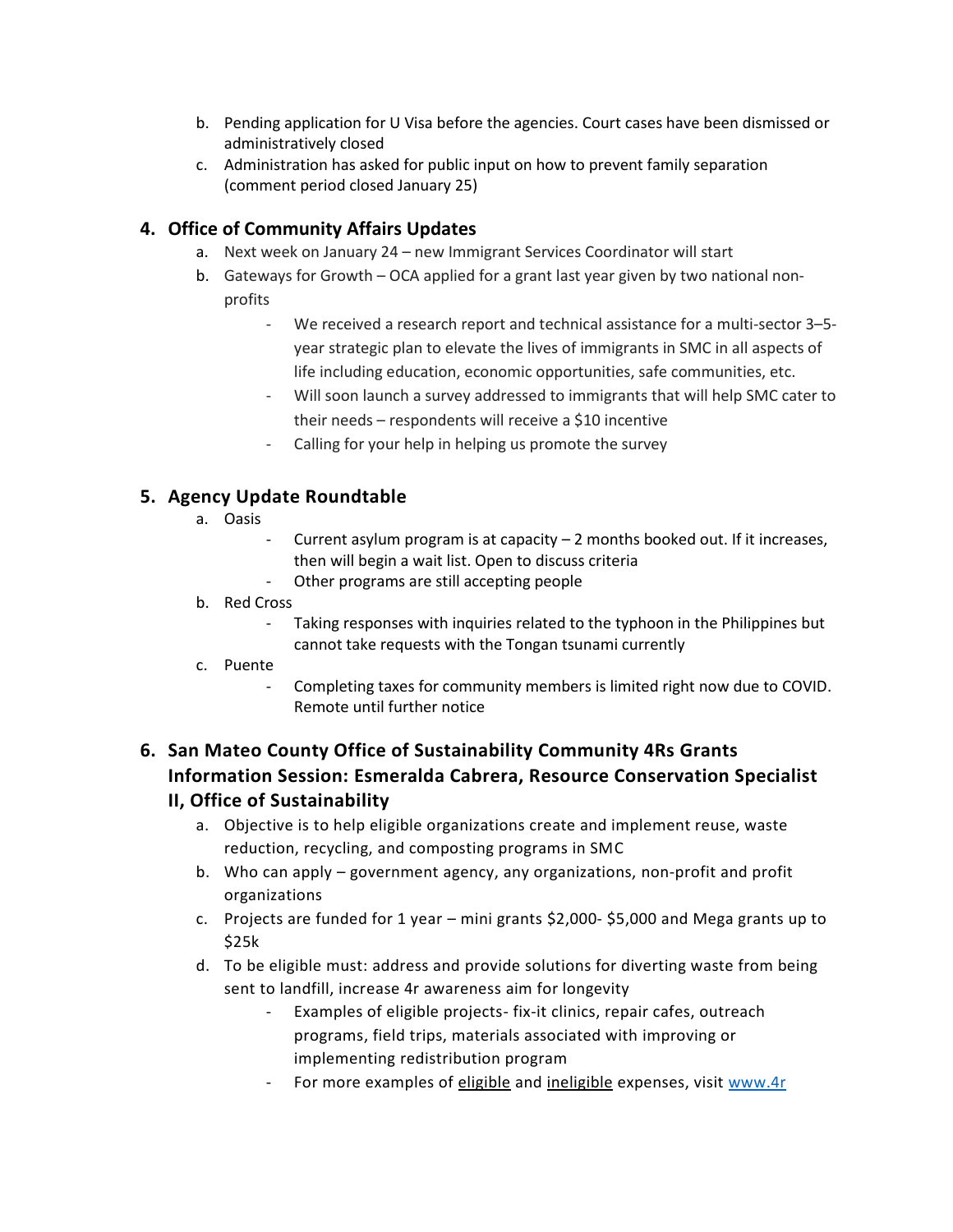b. Pending application for U Visa before the agencies. Court cases have been dismissed or administratively closed
c. Administration has asked for public input on how to prevent family separation (comment period closed January 25)

## 4. Office of Community Affairs Updates

a. Next week on January 24 – new Immigrant Services Coordinator will start
b. Gateways for Growth – OCA applied for a grant last year given by two national non-profits
    - We received a research report and technical assistance for a multi-sector 3–5-year strategic plan to elevate the lives of immigrants in SMC in all aspects of life including education, economic opportunities, safe communities, etc.
    - Will soon launch a survey addressed to immigrants that will help SMC cater to their needs – respondents will receive a $10 incentive
    - Calling for your help in helping us promote the survey

## 5. Agency Update Roundtable

a. Oasis
    - Current asylum program is at capacity – 2 months booked out. If it increases, then will begin a wait list. Open to discuss criteria
    - Other programs are still accepting people
b. Red Cross
    - Taking responses with inquiries related to the typhoon in the Philippines but cannot take requests with the Tongan tsunami currently
c. Puente
    - Completing taxes for community members is limited right now due to COVID. Remote until further notice

## 6. San Mateo County Office of Sustainability Community 4Rs Grants Information Session: Esmeralda Cabrera, Resource Conservation Specialist II, Office of Sustainability

a. Objective is to help eligible organizations create and implement reuse, waste reduction, recycling, and composting programs in SMC
b. Who can apply – government agency, any organizations, non-profit and profit organizations
c. Projects are funded for 1 year – mini grants $2,000- $5,000 and Mega grants up to $25k
d. To be eligible must: address and provide solutions for diverting waste from being sent to landfill, increase 4r awareness aim for longevity
    - Examples of eligible projects- fix-it clinics, repair cafes, outreach programs, field trips, materials associated with improving or implementing redistribution program
    - For more examples of eligible and ineligible expenses, visit www.4r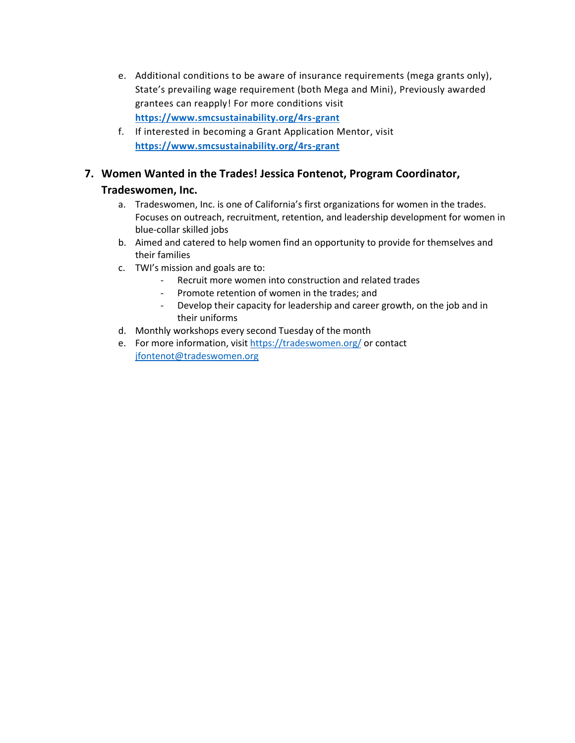e. Additional conditions to be aware of insurance requirements (mega grants only), State's prevailing wage requirement (both Mega and Mini), Previously awarded grantees can reapply! For more conditions visit **https://www.smcsustainability.org/4rs-grant**
f. If interested in becoming a Grant Application Mentor, visit **https://www.smcsustainability.org/4rs-grant**

7. **Women Wanted in the Trades! Jessica Fontenot, Program Coordinator, Tradeswomen, Inc.**
   a. Tradeswomen, Inc. is one of California's first organizations for women in the trades. Focuses on outreach, recruitment, retention, and leadership development for women in blue-collar skilled jobs
   b. Aimed and catered to help women find an opportunity to provide for themselves and their families
   c. TWI's mission and goals are to:
      - Recruit more women into construction and related trades
      - Promote retention of women in the trades; and
      - Develop their capacity for leadership and career growth, on the job and in their uniforms
   d. Monthly workshops every second Tuesday of the month
   e. For more information, visit https://tradeswomen.org/ or contact jfontenot@tradeswomen.org